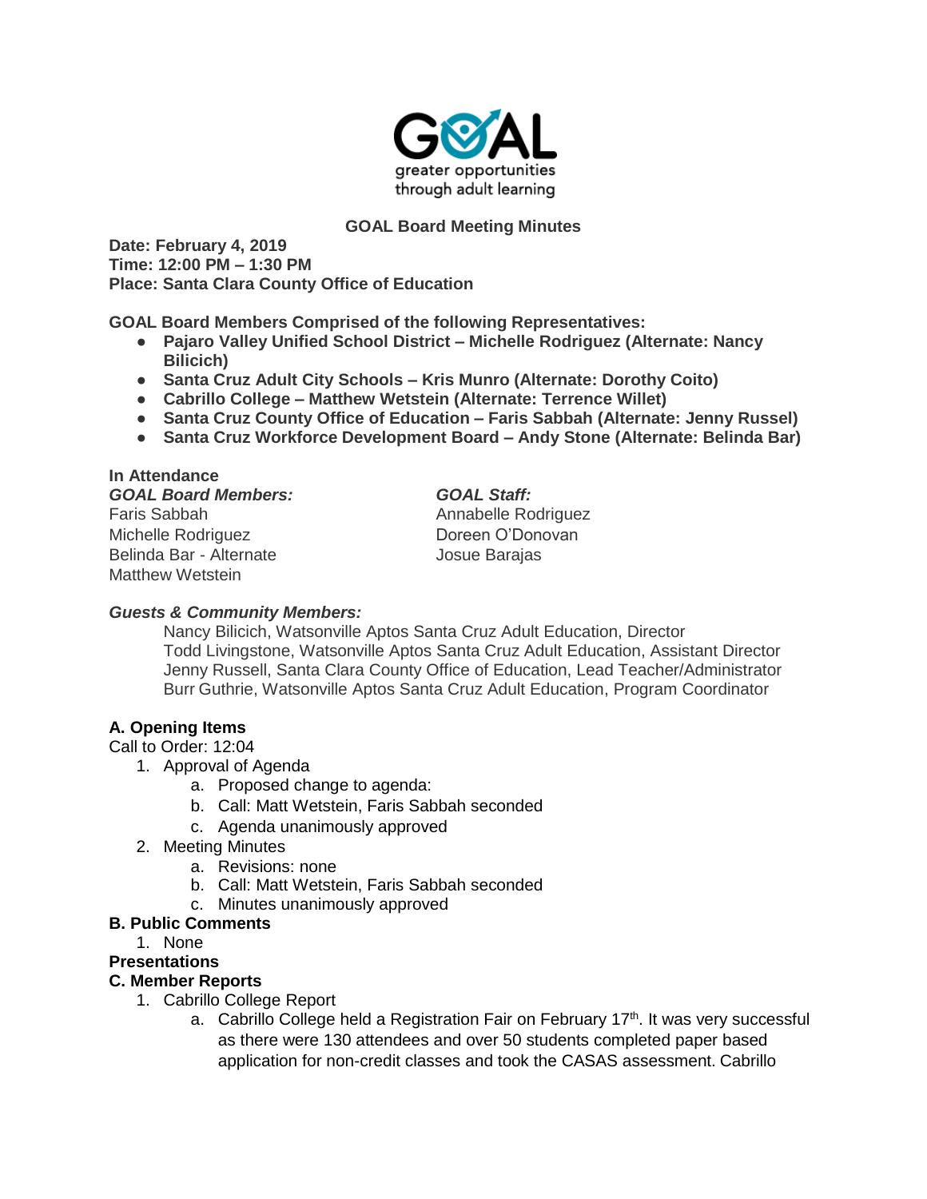GOAL

greater opportunities through adult learning

## GOAL Board Meeting Minutes

**Date: February 4, 2019**
**Time: 12:00 PM – 1:30 PM**
**Place: Santa Clara County Office of Education**

**GOAL Board Members Comprised of the following Representatives:**

- **Pajaro Valley Unified School District – Michelle Rodriguez (Alternate: Nancy Bilicich)**
- **Santa Cruz Adult City Schools – Kris Munro (Alternate: Dorothy Coito)**
- **Cabrillo College – Matthew Wetstein (Alternate: Terrence Willet)**
- **Santa Cruz County Office of Education – Faris Sabbah (Alternate: Jenny Russel)**
- **Santa Cruz Workforce Development Board – Andy Stone (Alternate: Belinda Bar)**

**In Attendance**

***GOAL Board Members:***
Faris Sabbah
Michelle Rodriguez
Belinda Bar - Alternate
Matthew Wetstein

***GOAL Staff:***
Annabelle Rodriguez
Doreen O'Donovan
Josue Barajas

***Guests & Community Members:***

Nancy Bilicich, Watsonville Aptos Santa Cruz Adult Education, Director
Todd Livingstone, Watsonville Aptos Santa Cruz Adult Education, Assistant Director
Jenny Russell, Santa Clara County Office of Education, Lead Teacher/Administrator
Burr Guthrie, Watsonville Aptos Santa Cruz Adult Education, Program Coordinator

### A. Opening Items

Call to Order: 12:04

1. Approval of Agenda
   a. Proposed change to agenda:
   b. Call: Matt Wetstein, Faris Sabbah seconded
   c. Agenda unanimously approved
2. Meeting Minutes
   a. Revisions: none
   b. Call: Matt Wetstein, Faris Sabbah seconded
   c. Minutes unanimously approved

### B. Public Comments

1. None

### Presentations

### C. Member Reports

1. Cabrillo College Report
   a. Cabrillo College held a Registration Fair on February 17th. It was very successful as there were 130 attendees and over 50 students completed paper based application for non-credit classes and took the CASAS assessment. Cabrillo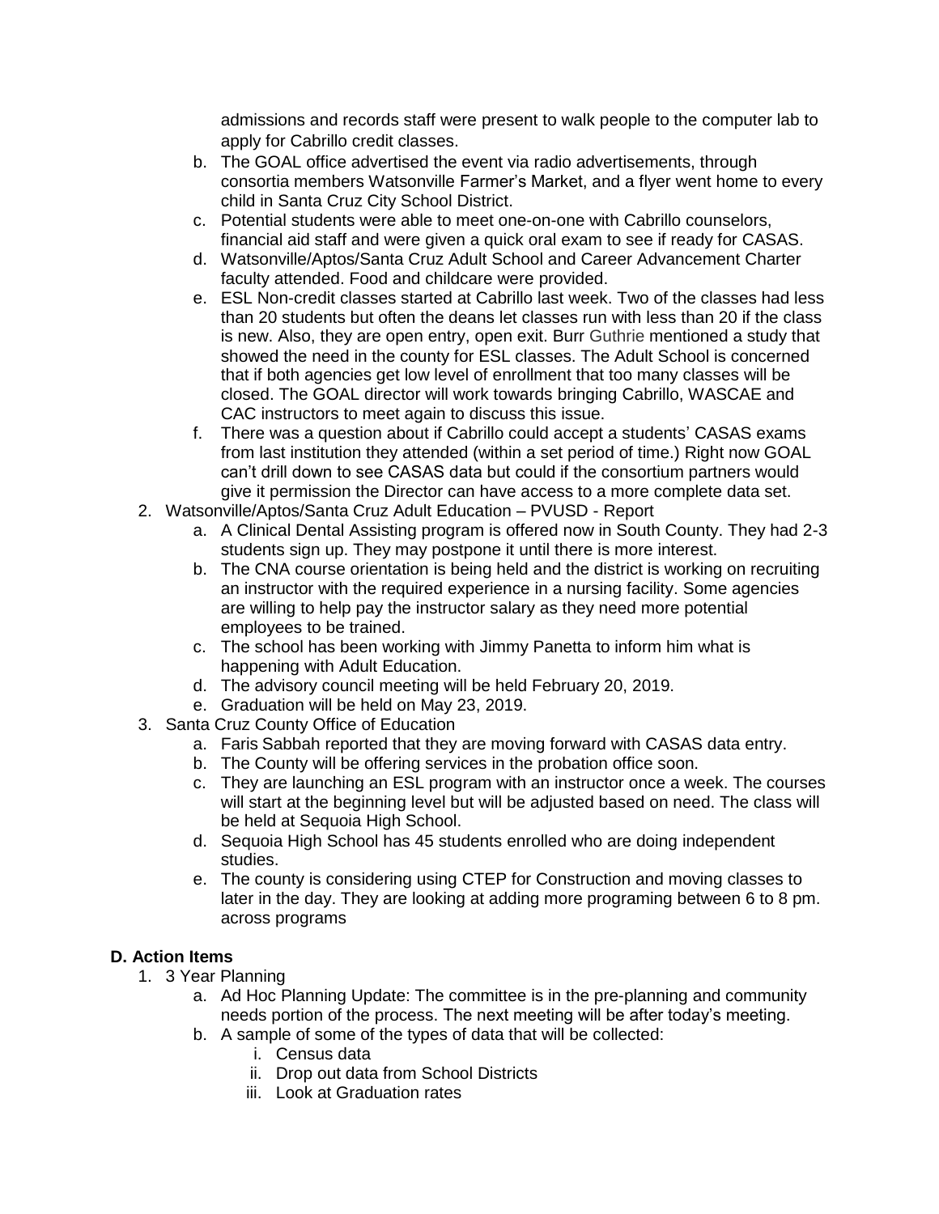admissions and records staff were present to walk people to the computer lab to apply for Cabrillo credit classes.

   b. The GOAL office advertised the event via radio advertisements, through consortia members Watsonville Farmer's Market, and a flyer went home to every child in Santa Cruz City School District.
   c. Potential students were able to meet one-on-one with Cabrillo counselors, financial aid staff and were given a quick oral exam to see if ready for CASAS.
   d. Watsonville/Aptos/Santa Cruz Adult School and Career Advancement Charter faculty attended. Food and childcare were provided.
   e. ESL Non-credit classes started at Cabrillo last week. Two of the classes had less than 20 students but often the deans let classes run with less than 20 if the class is new. Also, they are open entry, open exit. Burr Guthrie mentioned a study that showed the need in the county for ESL classes. The Adult School is concerned that if both agencies get low level of enrollment that too many classes will be closed. The GOAL director will work towards bringing Cabrillo, WASCAE and CAC instructors to meet again to discuss this issue.
   f. There was a question about if Cabrillo could accept a students' CASAS exams from last institution they attended (within a set period of time.) Right now GOAL can't drill down to see CASAS data but could if the consortium partners would give it permission the Director can have access to a more complete data set.

2. Watsonville/Aptos/Santa Cruz Adult Education – PVUSD - Report
   a. A Clinical Dental Assisting program is offered now in South County. They had 2-3 students sign up. They may postpone it until there is more interest.
   b. The CNA course orientation is being held and the district is working on recruiting an instructor with the required experience in a nursing facility. Some agencies are willing to help pay the instructor salary as they need more potential employees to be trained.
   c. The school has been working with Jimmy Panetta to inform him what is happening with Adult Education.
   d. The advisory council meeting will be held February 20, 2019.
   e. Graduation will be held on May 23, 2019.
3. Santa Cruz County Office of Education
   a. Faris Sabbah reported that they are moving forward with CASAS data entry.
   b. The County will be offering services in the probation office soon.
   c. They are launching an ESL program with an instructor once a week. The courses will start at the beginning level but will be adjusted based on need. The class will be held at Sequoia High School.
   d. Sequoia High School has 45 students enrolled who are doing independent studies.
   e. The county is considering using CTEP for Construction and moving classes to later in the day. They are looking at adding more programing between 6 to 8 pm. across programs

**D. Action Items**

1. 3 Year Planning
   a. Ad Hoc Planning Update: The committee is in the pre-planning and community needs portion of the process. The next meeting will be after today's meeting.
   b. A sample of some of the types of data that will be collected:
      i. Census data
      ii. Drop out data from School Districts
      iii. Look at Graduation rates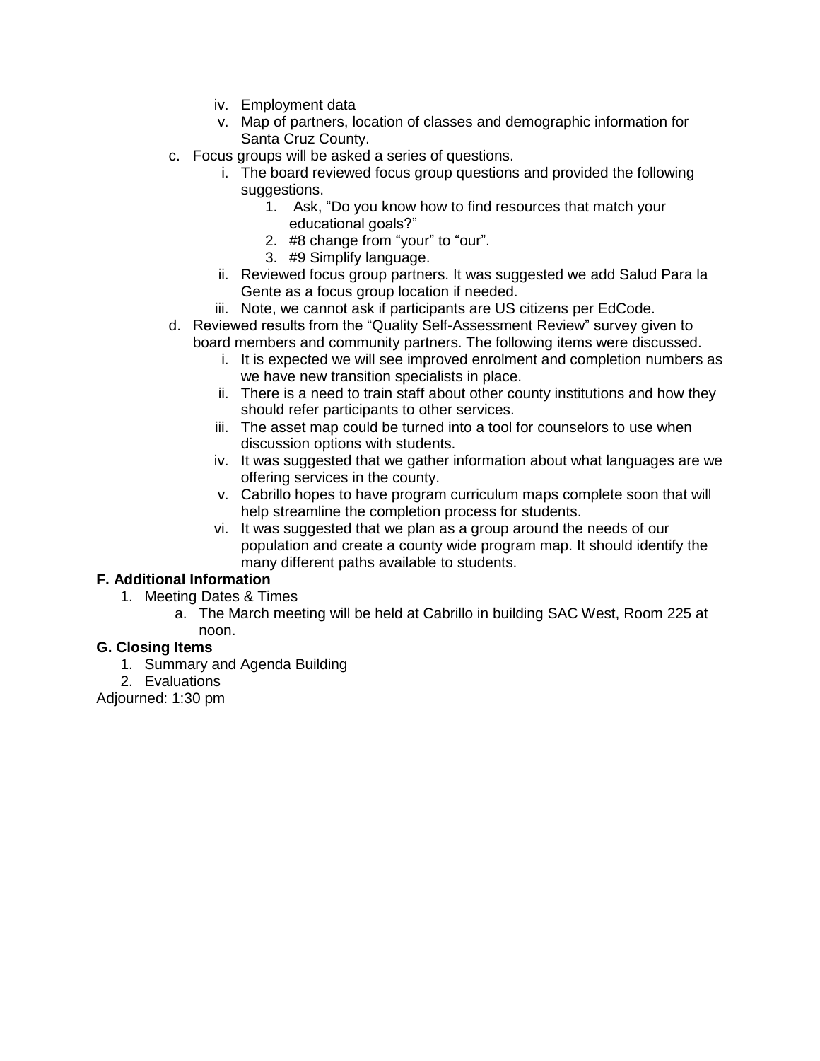- iv. Employment data
   - v. Map of partners, location of classes and demographic information for Santa Cruz County.
- c. Focus groups will be asked a series of questions.
   - i. The board reviewed focus group questions and provided the following suggestions.
      1. Ask, "Do you know how to find resources that match your educational goals?"
      2. #8 change from "your" to "our".
      3. #9 Simplify language.
   - ii. Reviewed focus group partners. It was suggested we add Salud Para la Gente as a focus group location if needed.
   - iii. Note, we cannot ask if participants are US citizens per EdCode.
- d. Reviewed results from the "Quality Self-Assessment Review" survey given to board members and community partners. The following items were discussed.
   - i. It is expected we will see improved enrolment and completion numbers as we have new transition specialists in place.
   - ii. There is a need to train staff about other county institutions and how they should refer participants to other services.
   - iii. The asset map could be turned into a tool for counselors to use when discussion options with students.
   - iv. It was suggested that we gather information about what languages are we offering services in the county.
   - v. Cabrillo hopes to have program curriculum maps complete soon that will help streamline the completion process for students.
   - vi. It was suggested that we plan as a group around the needs of our population and create a county wide program map. It should identify the many different paths available to students.

**F. Additional Information**

1. Meeting Dates & Times
   - a. The March meeting will be held at Cabrillo in building SAC West, Room 225 at noon.

**G. Closing Items**

1. Summary and Agenda Building
2. Evaluations

Adjourned: 1:30 pm